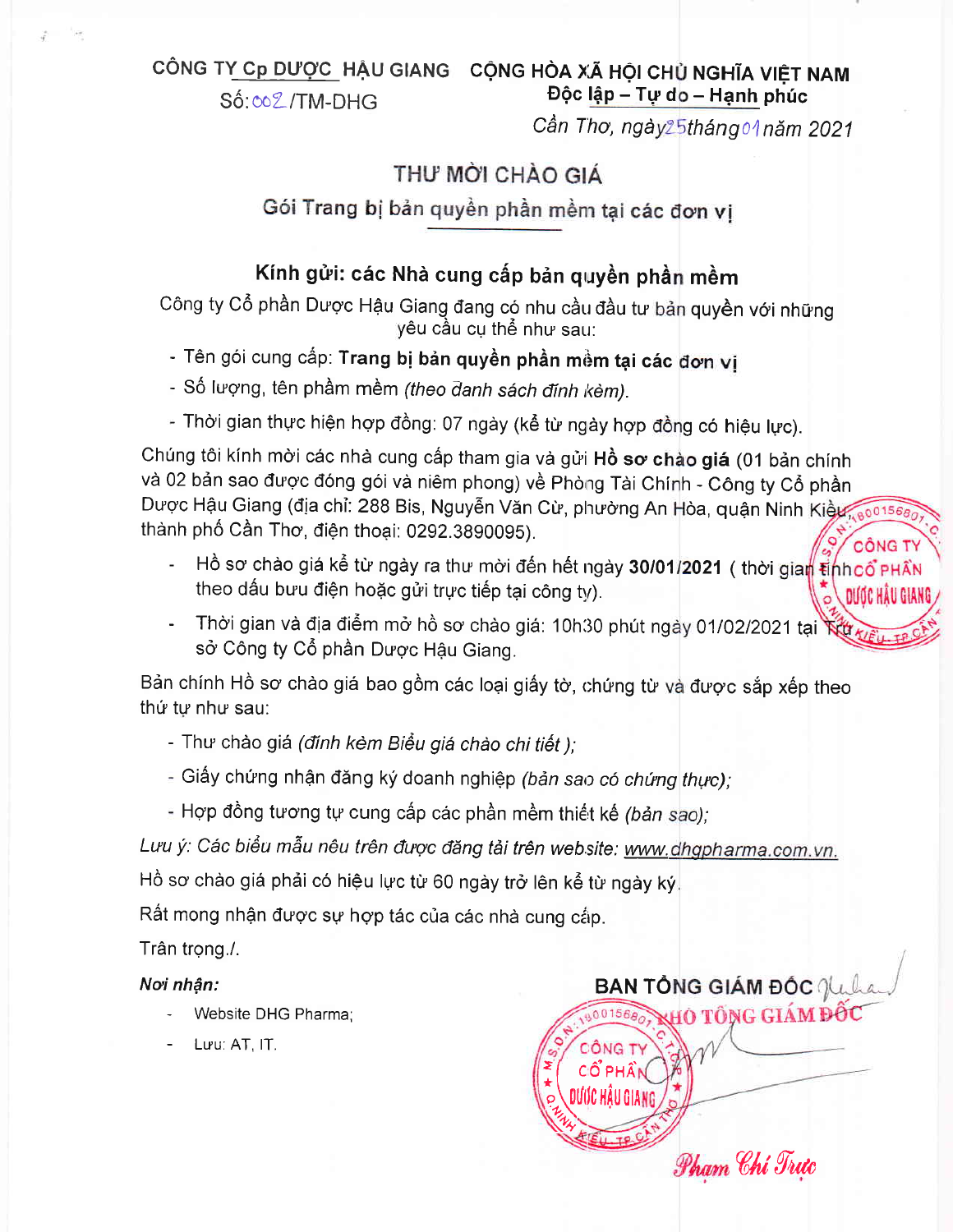CÔNG TY Cp DƯỢC HẬU GIANG

Số: 002 /TM-DHG

CỘNG HÒA XÃ HỘI CHỦ NGHĨA VIỆT NAM

**Độc lập – Tự do – Hạnh phúc**

*Cần Thơ, ngày 25 tháng 01 năm 2021*

## THƯ MỜI CHÀO GIÁ

### Gói Trang bị bản quyền phần mềm tại các đơn vị

**Kính gửi: các Nhà cung cấp bản quyền phần mềm**

Công ty Cổ phần Dược Hậu Giang đang có nhu cầu đầu tư bản quyền với những yêu cầu cụ thể như sau:

- Tên gói cung cấp: **Trang bị bản quyền phần mềm tại các đơn vị**
- Số lượng, tên phầm mềm *(theo danh sách đính kèm)*.
- Thời gian thực hiện hợp đồng: 07 ngày (kể từ ngày hợp đồng có hiệu lực).

Chúng tôi kính mời các nhà cung cấp tham gia và gửi **Hồ sơ chào giá** (01 bản chính và 02 bản sao được đóng gói và niêm phong) về Phòng Tài Chính - Công ty Cổ phần Dược Hậu Giang (địa chỉ: 288 Bis, Nguyễn Văn Cừ, phường An Hòa, quận Ninh Kiều, thành phố Cần Thơ, điện thoại: 0292.3890095).

- Hồ sơ chào giá kể từ ngày ra thư mời đến hết ngày **30/01/2021** ( thời gian tính theo dấu bưu điện hoặc gửi trực tiếp tại công ty).
- Thời gian và địa điểm mở hồ sơ chào giá: 10h30 phút ngày 01/02/2021 tại Trụ sở Công ty Cổ phần Dược Hậu Giang.

Bản chính Hồ sơ chào giá bao gồm các loại giấy tờ, chứng từ và được sắp xếp theo thứ tự như sau:

- Thư chào giá *(đính kèm Biểu giá chào chi tiết );*
- Giấy chứng nhận đăng ký doanh nghiệp *(bản sao có chứng thực);*
- Hợp đồng tương tự cung cấp các phần mềm thiết kế *(bản sao);*

*Lưu ý: Các biểu mẫu nêu trên được đăng tải trên website: www.dhgpharma.com.vn.*

Hồ sơ chào giá phải có hiệu lực từ 60 ngày trở lên kể từ ngày ký.

Rất mong nhận được sự hợp tác của các nhà cung cấp.

Trân trọng./.

***Nơi nhận:***

- Website DHG Pharma;
- Lưu: AT, IT.

**BAN TỔNG GIÁM ĐỐC**

**PHÓ TỔNG GIÁM ĐỐC**

*Phạm Chí Trực*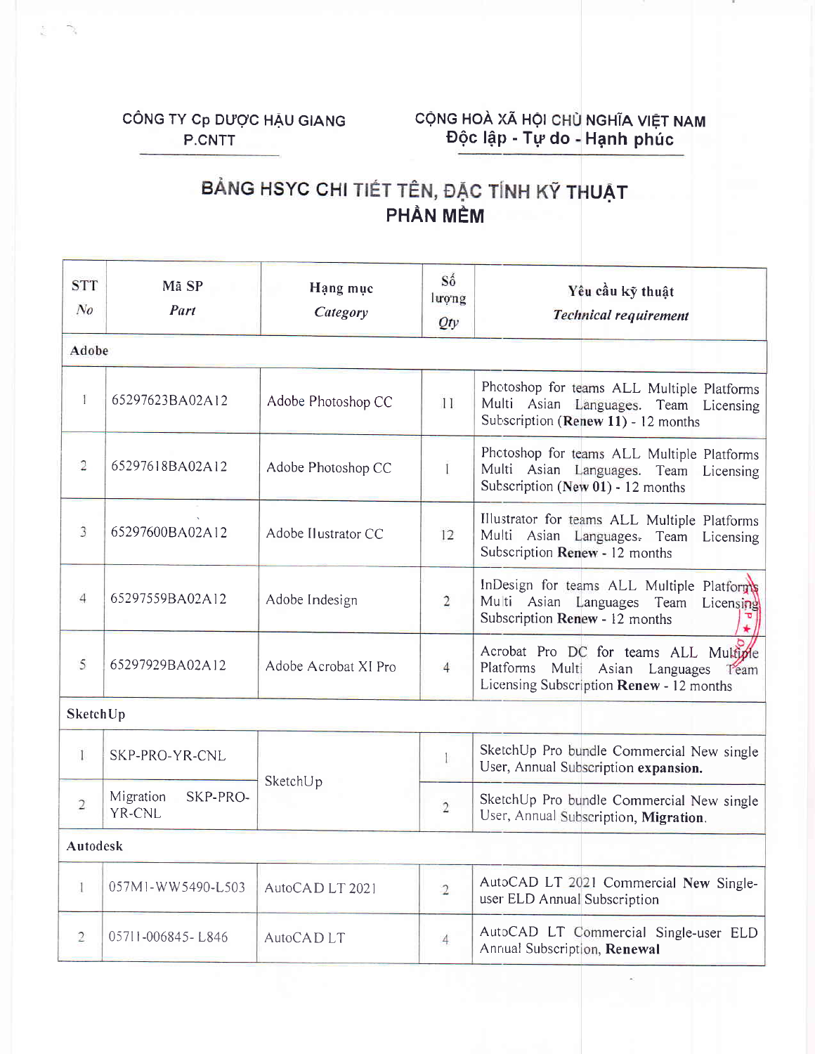CÔNG TY Cp DƯỢC HẬU GIANG
P.CNTT

CỘNG HOÀ XÃ HỘI CHỦ NGHĨA VIỆT NAM
Độc lập - Tự do - Hạnh phúc

# BẢNG HSYC CHI TIẾT TÊN, ĐẶC TÍNH KỸ THUẬT PHẦN MỀM

| STT *No* | Mã SP *Part* | Hạng mục *Category* | Số lượng *Qty* | Yêu cầu kỹ thuật *Technical requirement* |
|---|---|---|---|---|
| **Adobe** | | | | |
| 1 | 65297623BA02A12 | Adobe Photoshop CC | 11 | Photoshop for teams ALL Multiple Platforms Multi Asian Languages. Team Licensing Subscription (**Renew 11**) - 12 months |
| 2 | 65297618BA02A12 | Adobe Photoshop CC | 1 | Photoshop for teams ALL Multiple Platforms Multi Asian Languages. Team Licensing Subscription (**New 01**) - 12 months |
| 3 | 65297600BA02A12 | Adobe Illustrator CC | 12 | Illustrator for teams ALL Multiple Platforms Multi Asian Languages. Team Licensing Subscription **Renew** - 12 months |
| 4 | 65297559BA02A12 | Adobe Indesign | 2 | InDesign for teams ALL Multiple Platforms Multi Asian Languages Team Licensing Subscription **Renew** - 12 months |
| 5 | 65297929BA02A12 | Adobe Acrobat XI Pro | 4 | Acrobat Pro DC for teams ALL Multiple Platforms Multi Asian Languages Team Licensing Subscription **Renew** - 12 months |
| **SketchUp** | | | | |
| 1 | SKP-PRO-YR-CNL | SketchUp | 1 | SketchUp Pro bundle Commercial New single User, Annual Subscription **expansion.** |
| 2 | Migration SKP-PRO-YR-CNL | SketchUp | 2 | SketchUp Pro bundle Commercial New single User, Annual Subscription, **Migration**. |
| **Autodesk** | | | | |
| 1 | 057M1-WW5490-L503 | AutoCAD LT 2021 | 2 | AutoCAD LT 2021 Commercial **New** Single-user ELD Annual Subscription |
| 2 | 05711-006845- L846 | AutoCAD LT | 4 | AutoCAD LT Commercial Single-user ELD Annual Subscription, **Renewal** |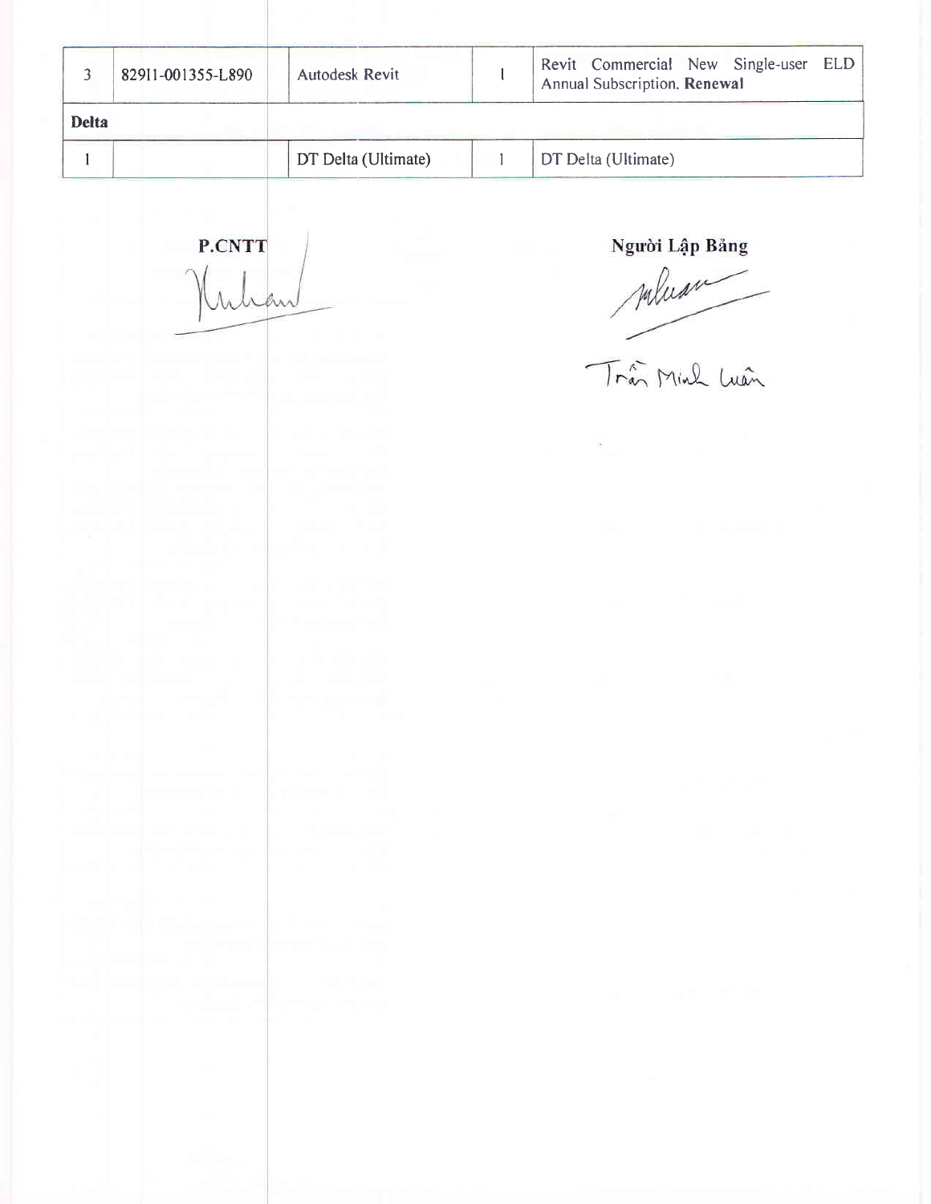| | | | | |
|---|---|---|---|---|
| 3 | 82911-001355-L890 | Autodesk Revit | 1 | Revit Commercial New Single-user ELD Annual Subscription, **Renewal** |
| **Delta** | | | | |
| 1 | | DT Delta (Ultimate) | 1 | DT Delta (Ultimate) |

**P.CNTT**

**Người Lập Bảng**

Trần Minh Luân